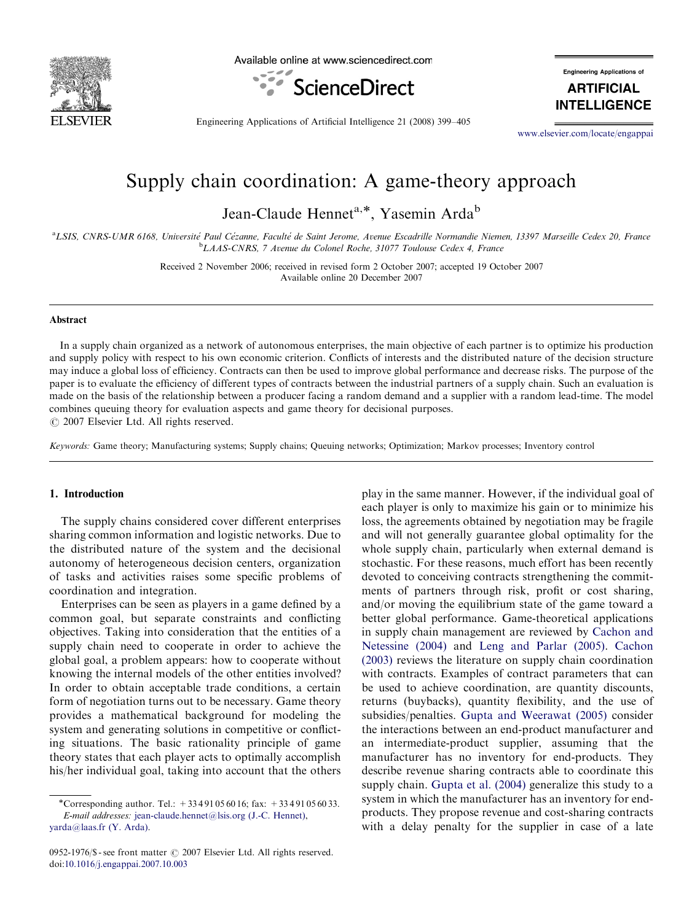# Supply chain coordination: A game-theory approach

Jean-Claude Hennet[a,*], Yasemin Arda[b]

[a] LSIS, CNRS-UMR 6168, Université Paul Cézanne, Faculté de Saint Jerome, Avenue Escadrille Normandie Niemen, 13397 Marseille Cedex 20, France
[b] LAAS-CNRS, 7 Avenue du Colonel Roche, 31077 Toulouse Cedex 4, France

Received 2 November 2006; received in revised form 2 October 2007; accepted 19 October 2007
Available online 20 December 2007

## Abstract

In a supply chain organized as a network of autonomous enterprises, the main objective of each partner is to optimize his production and supply policy with respect to his own economic criterion. Conflicts of interests and the distributed nature of the decision structure may induce a global loss of efficiency. Contracts can then be used to improve global performance and decrease risks. The purpose of the paper is to evaluate the efficiency of different types of contracts between the industrial partners of a supply chain. Such an evaluation is made on the basis of the relationship between a producer facing a random demand and a supplier with a random lead-time. The model combines queuing theory for evaluation aspects and game theory for decisional purposes.
© 2007 Elsevier Ltd. All rights reserved.

*Keywords:* Game theory; Manufacturing systems; Supply chains; Queuing networks; Optimization; Markov processes; Inventory control

## 1. Introduction

The supply chains considered cover different enterprises sharing common information and logistic networks. Due to the distributed nature of the system and the decisional autonomy of heterogeneous decision centers, organization of tasks and activities raises some specific problems of coordination and integration.

Enterprises can be seen as players in a game defined by a common goal, but separate constraints and conflicting objectives. Taking into consideration that the entities of a supply chain need to cooperate in order to achieve the global goal, a problem appears: how to cooperate without knowing the internal models of the other entities involved? In order to obtain acceptable trade conditions, a certain form of negotiation turns out to be necessary. Game theory provides a mathematical background for modeling the system and generating solutions in competitive or conflicting situations. The basic rationality principle of game theory states that each player acts to optimally accomplish his/her individual goal, taking into account that the others play in the same manner. However, if the individual goal of each player is only to maximize his gain or to minimize his loss, the agreements obtained by negotiation may be fragile and will not generally guarantee global optimality for the whole supply chain, particularly when external demand is stochastic. For these reasons, much effort has been recently devoted to conceiving contracts strengthening the commitments of partners through risk, profit or cost sharing, and/or moving the equilibrium state of the game toward a better global performance. Game-theoretical applications in supply chain management are reviewed by Cachon and Netessine (2004) and Leng and Parlar (2005). Cachon (2003) reviews the literature on supply chain coordination with contracts. Examples of contract parameters that can be used to achieve coordination, are quantity discounts, returns (buybacks), quantity flexibility, and the use of subsidies/penalties. Gupta and Weerawat (2005) consider the interactions between an end-product manufacturer and an intermediate-product supplier, assuming that the manufacturer has no inventory for end-products. They describe revenue sharing contracts able to coordinate this supply chain. Gupta et al. (2004) generalize this study to a system in which the manufacturer has an inventory for end-products. They propose revenue and cost-sharing contracts with a delay penalty for the supplier in case of a late

*Corresponding author. Tel.: +33 4 91 05 60 16; fax: +33 4 91 05 60 33.
*E-mail addresses:* jean-claude.hennet@lsis.org (J.-C. Hennet), yarda@laas.fr (Y. Arda).

0952-1976/$ - see front matter © 2007 Elsevier Ltd. All rights reserved.
doi:10.1016/j.engappai.2007.10.003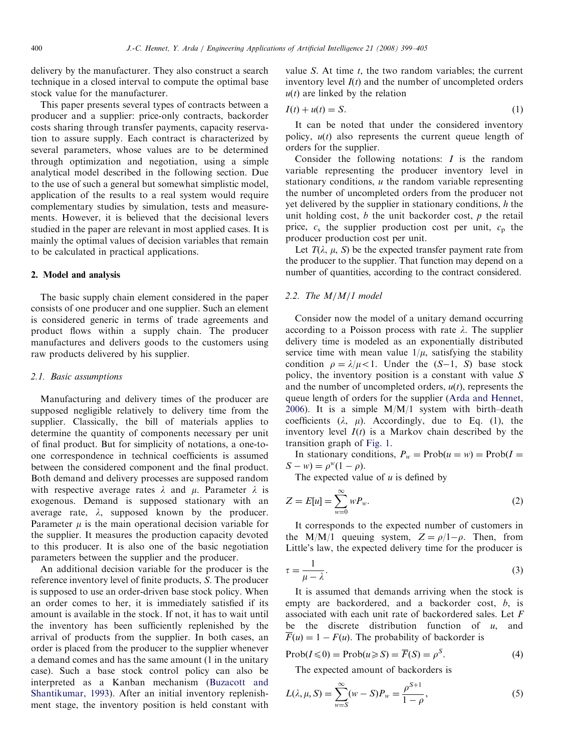delivery by the manufacturer. They also construct a search technique in a closed interval to compute the optimal base stock value for the manufacturer.

This paper presents several types of contracts between a producer and a supplier: price-only contracts, backorder costs sharing through transfer payments, capacity reservation to assure supply. Each contract is characterized by several parameters, whose values are to be determined through optimization and negotiation, using a simple analytical model described in the following section. Due to the use of such a general but somewhat simplistic model, application of the results to a real system would require complementary studies by simulation, tests and measurements. However, it is believed that the decisional levers studied in the paper are relevant in most applied cases. It is mainly the optimal values of decision variables that remain to be calculated in practical applications.

## 2. Model and analysis

The basic supply chain element considered in the paper consists of one producer and one supplier. Such an element is considered generic in terms of trade agreements and product flows within a supply chain. The producer manufactures and delivers goods to the customers using raw products delivered by his supplier.

### 2.1. Basic assumptions

Manufacturing and delivery times of the producer are supposed negligible relatively to delivery time from the supplier. Classically, the bill of materials applies to determine the quantity of components necessary per unit of final product. But for simplicity of notations, a one-to-one correspondence in technical coefficients is assumed between the considered component and the final product. Both demand and delivery processes are supposed random with respective average rates $\lambda$ and $\mu$. Parameter $\lambda$ is exogenous. Demand is supposed stationary with an average rate, $\lambda$, supposed known by the producer. Parameter $\mu$ is the main operational decision variable for the supplier. It measures the production capacity devoted to this producer. It is also one of the basic negotiation parameters between the supplier and the producer.

An additional decision variable for the producer is the reference inventory level of finite products, $S$. The producer is supposed to use an order-driven base stock policy. When an order comes to her, it is immediately satisfied if its amount is available in the stock. If not, it has to wait until the inventory has been sufficiently replenished by the arrival of products from the supplier. In both cases, an order is placed from the producer to the supplier whenever a demand comes and has the same amount (1 in the unitary case). Such a base stock control policy can also be interpreted as a Kanban mechanism (Buzacott and Shantikumar, 1993). After an initial inventory replenishment stage, the inventory position is held constant with value $S$. At time $t$, the two random variables; the current inventory level $I(t)$ and the number of uncompleted orders $u(t)$ are linked by the relation

$$I(t) + u(t) = S. \tag{1}$$

It can be noted that under the considered inventory policy, $u(t)$ also represents the current queue length of orders for the supplier.

Consider the following notations: $I$ is the random variable representing the producer inventory level in stationary conditions, $u$ the random variable representing the number of uncompleted orders from the producer not yet delivered by the supplier in stationary conditions, $h$ the unit holding cost, $b$ the unit backorder cost, $p$ the retail price, $c_s$ the supplier production cost per unit, $c_p$ the producer production cost per unit.

Let $T(\lambda, \mu, S)$ be the expected transfer payment rate from the producer to the supplier. That function may depend on a number of quantities, according to the contract considered.

### 2.2. The M/M/1 model

Consider now the model of a unitary demand occurring according to a Poisson process with rate $\lambda$. The supplier delivery time is modeled as an exponentially distributed service time with mean value $1/\mu$, satisfying the stability condition $\rho = \lambda/\mu < 1$. Under the ($S-1$, $S$) base stock policy, the inventory position is a constant with value $S$ and the number of uncompleted orders, $u(t)$, represents the queue length of orders for the supplier (Arda and Hennet, 2006). It is a simple M/M/1 system with birth–death coefficients ($\lambda$, $\mu$). Accordingly, due to Eq. (1), the inventory level $I(t)$ is a Markov chain described by the transition graph of Fig. 1.

In stationary conditions, $P_w = \text{Prob}(u = w) = \text{Prob}(I = S - w) = \rho^w(1-\rho)$.

The expected value of $u$ is defined by

$$Z = E[u] = \sum_{w=0}^{\infty} w P_w. \tag{2}$$

It corresponds to the expected number of customers in the M/M/1 queuing system, $Z = \rho/1-\rho$. Then, from Little's law, the expected delivery time for the producer is

$$\tau = \frac{1}{\mu - \lambda}. \tag{3}$$

It is assumed that demands arriving when the stock is empty are backordered, and a backorder cost, $b$, is associated with each unit rate of backordered sales. Let $F$ be the discrete distribution function of $u$, and $\overline{F}(u) = 1 - F(u)$. The probability of backorder is

$$\text{Prob}(I \leqslant 0) = \text{Prob}(u \geqslant S) = \overline{F}(S) = \rho^S. \tag{4}$$

The expected amount of backorders is

$$L(\lambda, \mu, S) = \sum_{w=S}^{\infty} (w - S) P_w = \frac{\rho^{S+1}}{1-\rho}, \tag{5}$$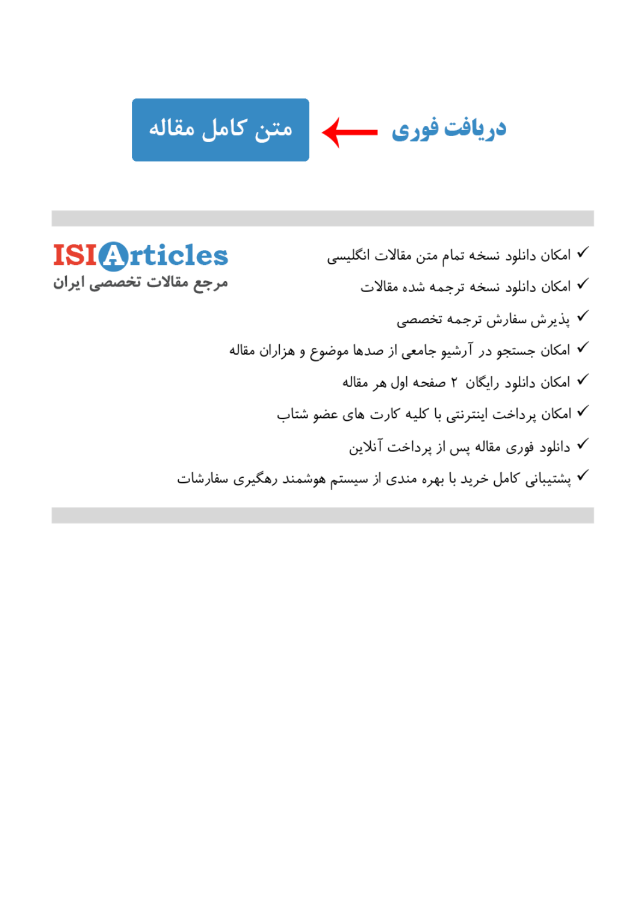دریافت فوری ← **متن کامل مقاله**

**ISIArticles**
مرجع مقالات تخصصی ایران

- ✓ امکان دانلود نسخه تمام متن مقالات انگلیسی
- ✓ امکان دانلود نسخه ترجمه شده مقالات
- ✓ پذیرش سفارش ترجمه تخصصی
- ✓ امکان جستجو در آرشیو جامعی از صدها موضوع و هزاران مقاله
- ✓ امکان دانلود رایگان ۲ صفحه اول هر مقاله
- ✓ امکان پرداخت اینترنتی با کلیه کارت های عضو شتاب
- ✓ دانلود فوری مقاله پس از پرداخت آنلاین
- ✓ پشتیبانی کامل خرید با بهره مندی از سیستم هوشمند رهگیری سفارشات